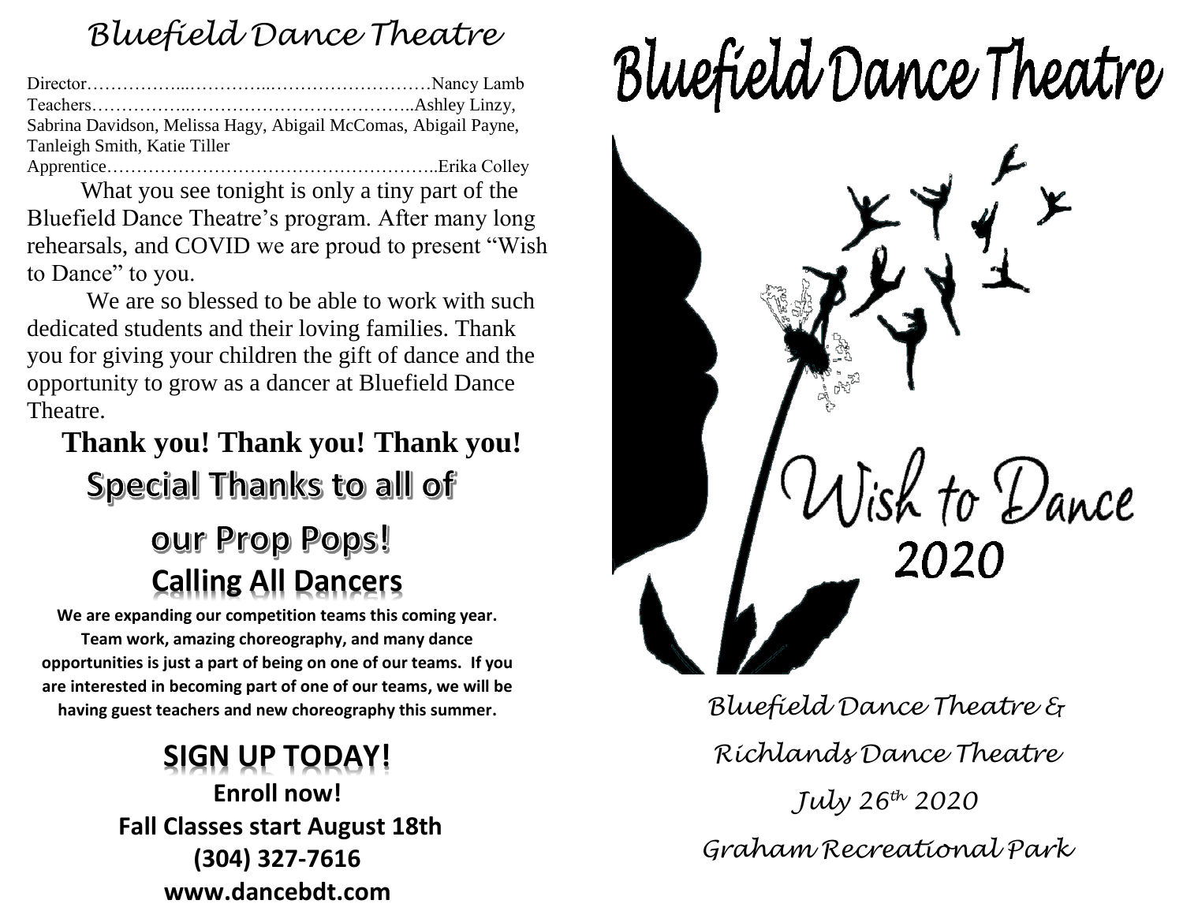# Bluefield Dance Theatre

Director……………...…………...………………………Nancy Lamb
Teachers……………...………………………………..Ashley Linzy, Sabrina Davidson, Melissa Hagy, Abigail McComas, Abigail Payne, Tanleigh Smith, Katie Tiller
Apprentice………………………………………………..Erika Colley

What you see tonight is only a tiny part of the Bluefield Dance Theatre's program. After many long rehearsals, and COVID we are proud to present "Wish to Dance" to you.

We are so blessed to be able to work with such dedicated students and their loving families. Thank you for giving your children the gift of dance and the opportunity to grow as a dancer at Bluefield Dance Theatre.

**Thank you! Thank you! Thank you!**

## Special Thanks to all of our Prop Pops!

## Calling All Dancers

**We are expanding our competition teams this coming year. Team work, amazing choreography, and many dance opportunities is just a part of being on one of our teams. If you are interested in becoming part of one of our teams, we will be having guest teachers and new choreography this summer.**

## SIGN UP TODAY!

**Enroll now!**
**Fall Classes start August 18th**
**(304) 327-7616**
**www.dancebdt.com**

# Bluefield Dance Theatre

## Wish to Dance 2020

*Bluefield Dance Theatre &*

*Richlands Dance Theatre*

*July 26th 2020*

*Graham Recreational Park*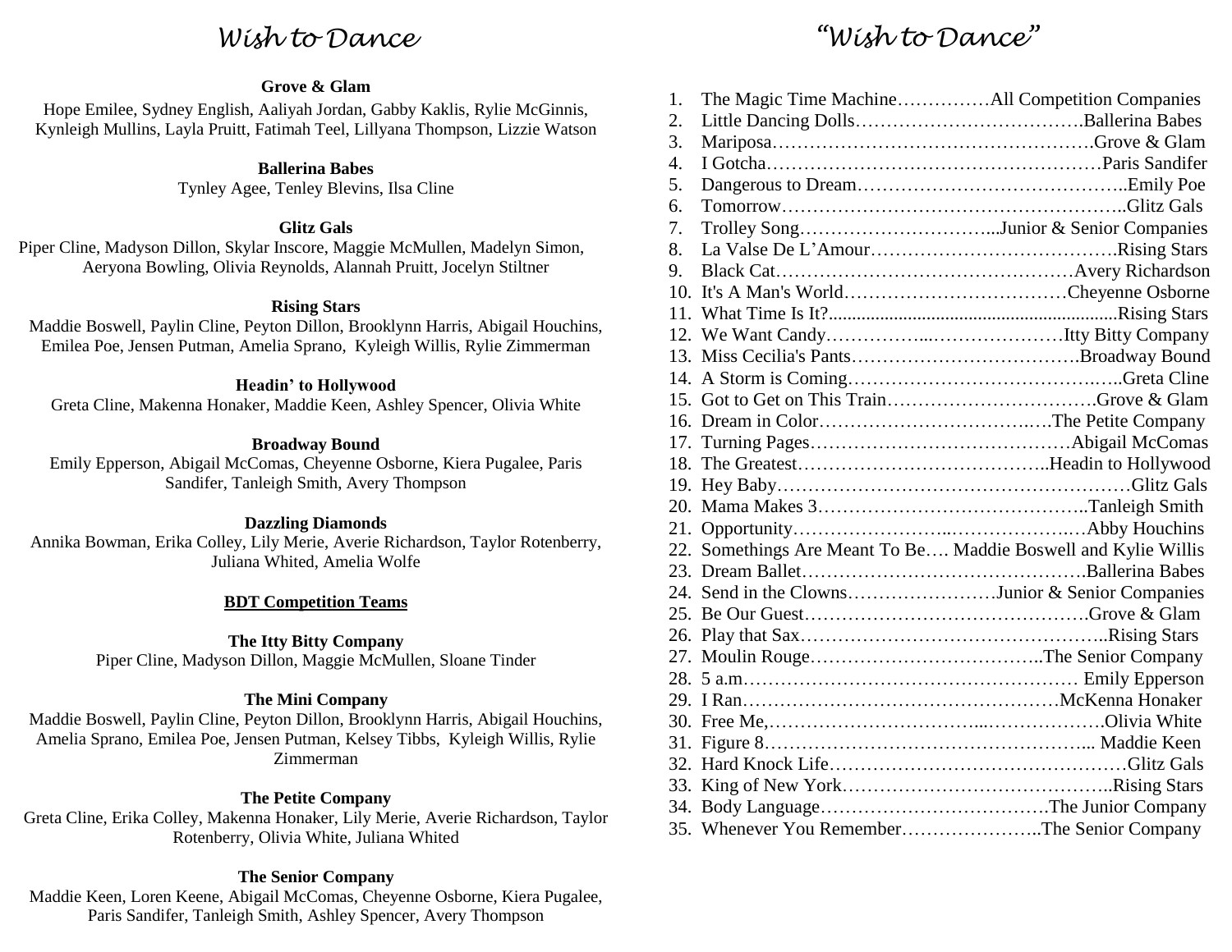# *Wish to Dance*

**Grove & Glam**

Hope Emilee, Sydney English, Aaliyah Jordan, Gabby Kaklis, Rylie McGinnis, Kynleigh Mullins, Layla Pruitt, Fatimah Teel, Lillyana Thompson, Lizzie Watson

**Ballerina Babes**

Tynley Agee, Tenley Blevins, Ilsa Cline

**Glitz Gals**

Piper Cline, Madyson Dillon, Skylar Inscore, Maggie McMullen, Madelyn Simon, Aeryona Bowling, Olivia Reynolds, Alannah Pruitt, Jocelyn Stiltner

**Rising Stars**

Maddie Boswell, Paylin Cline, Peyton Dillon, Brooklynn Harris, Abigail Houchins, Emilea Poe, Jensen Putman, Amelia Sprano, Kyleigh Willis, Rylie Zimmerman

**Headin' to Hollywood**

Greta Cline, Makenna Honaker, Maddie Keen, Ashley Spencer, Olivia White

**Broadway Bound**

Emily Epperson, Abigail McComas, Cheyenne Osborne, Kiera Pugalee, Paris Sandifer, Tanleigh Smith, Avery Thompson

**Dazzling Diamonds**

Annika Bowman, Erika Colley, Lily Merie, Averie Richardson, Taylor Rotenberry, Juliana Whited, Amelia Wolfe

**<u>BDT Competition Teams</u>**

**The Itty Bitty Company**

Piper Cline, Madyson Dillon, Maggie McMullen, Sloane Tinder

**The Mini Company**

Maddie Boswell, Paylin Cline, Peyton Dillon, Brooklynn Harris, Abigail Houchins, Amelia Sprano, Emilea Poe, Jensen Putman, Kelsey Tibbs, Kyleigh Willis, Rylie Zimmerman

**The Petite Company**

Greta Cline, Erika Colley, Makenna Honaker, Lily Merie, Averie Richardson, Taylor Rotenberry, Olivia White, Juliana Whited

**The Senior Company**

Maddie Keen, Loren Keene, Abigail McComas, Cheyenne Osborne, Kiera Pugalee, Paris Sandifer, Tanleigh Smith, Ashley Spencer, Avery Thompson

# *"Wish to Dance"*

1. The Magic Time Machine……………All Competition Companies
2. Little Dancing Dolls……………………………….Ballerina Babes
3. Mariposa…………………………………………….Grove & Glam
4. I Gotcha………………………………………………Paris Sandifer
5. Dangerous to Dream……………………………………..Emily Poe
6. Tomorrow………………………………………………..Glitz Gals
7. Trolley Song…………………………...Junior & Senior Companies
8. La Valse De L'Amour………………………………….Rising Stars
9. Black Cat…………………………………………Avery Richardson
10. It's A Man's World………………………………Cheyenne Osborne
11. What Time Is It?..............................................................Rising Stars
12. We Want Candy……………...…………………Itty Bitty Company
13. Miss Cecilia's Pants……………………………….Broadway Bound
14. A Storm is Coming………………………………….…..Greta Cline
15. Got to Get on This Train…………………………….Grove & Glam
16. Dream in Color…………………………….…The Petite Company
17. Turning Pages……………………………………Abigail McComas
18. The Greatest…………………………………..Headin to Hollywood
19. Hey Baby………………………………………………Glitz Gals
20. Mama Makes 3……………………………………..Tanleigh Smith
21. Opportunity……………………..……………….…Abby Houchins
22. Somethings Are Meant To Be…. Maddie Boswell and Kylie Willis
23. Dream Ballet……………………………………….Ballerina Babes
24. Send in the Clowns……………………Junior & Senior Companies
25. Be Our Guest……………………………………….Grove & Glam
26. Play that Sax…………………………………………..Rising Stars
27. Moulin Rouge………………………………..The Senior Company
28. 5 a.m……………………………………………… Emily Epperson
29. I Ran……………………………………………McKenna Honaker
30. Free Me,…………………………...……………….Olivia White
31. Figure 8……………………………………………... Maddie Keen
32. Hard Knock Life…………………………………………Glitz Gals
33. King of New York……………………………………..Rising Stars
34. Body Language……………………………….The Junior Company
35. Whenever You Remember…………………..The Senior Company